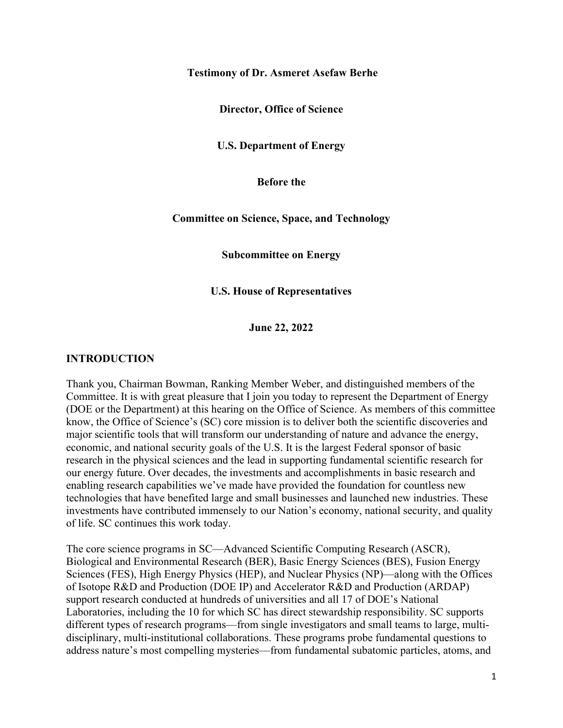**Testimony of Dr. Asmeret Asefaw Berhe**

**Director, Office of Science**

**U.S. Department of Energy**

**Before the**

**Committee on Science, Space, and Technology**

**Subcommittee on Energy**

**U.S. House of Representatives**

**June 22, 2022**

## INTRODUCTION

Thank you, Chairman Bowman, Ranking Member Weber, and distinguished members of the Committee. It is with great pleasure that I join you today to represent the Department of Energy (DOE or the Department) at this hearing on the Office of Science. As members of this committee know, the Office of Science's (SC) core mission is to deliver both the scientific discoveries and major scientific tools that will transform our understanding of nature and advance the energy, economic, and national security goals of the U.S. It is the largest Federal sponsor of basic research in the physical sciences and the lead in supporting fundamental scientific research for our energy future. Over decades, the investments and accomplishments in basic research and enabling research capabilities we've made have provided the foundation for countless new technologies that have benefited large and small businesses and launched new industries. These investments have contributed immensely to our Nation's economy, national security, and quality of life. SC continues this work today.

The core science programs in SC—Advanced Scientific Computing Research (ASCR), Biological and Environmental Research (BER), Basic Energy Sciences (BES), Fusion Energy Sciences (FES), High Energy Physics (HEP), and Nuclear Physics (NP)—along with the Offices of Isotope R&D and Production (DOE IP) and Accelerator R&D and Production (ARDAP) support research conducted at hundreds of universities and all 17 of DOE's National Laboratories, including the 10 for which SC has direct stewardship responsibility. SC supports different types of research programs—from single investigators and small teams to large, multi-disciplinary, multi-institutional collaborations. These programs probe fundamental questions to address nature's most compelling mysteries—from fundamental subatomic particles, atoms, and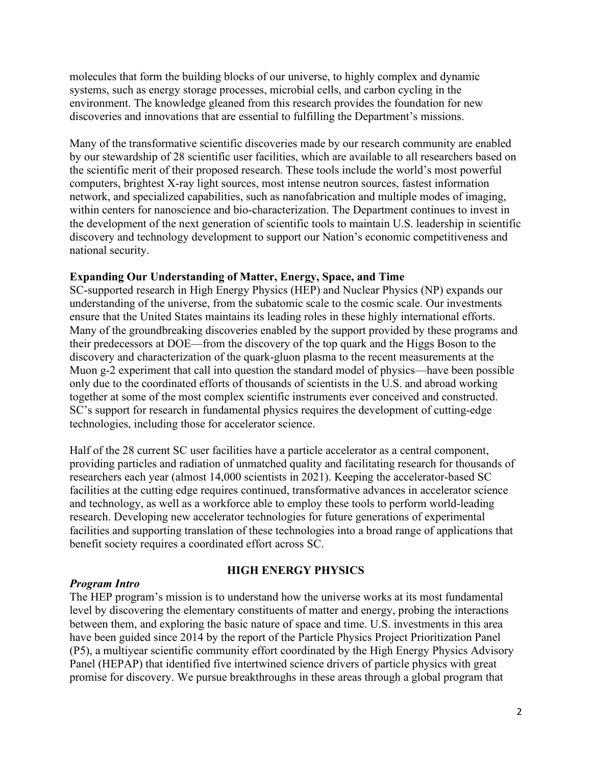molecules that form the building blocks of our universe, to highly complex and dynamic systems, such as energy storage processes, microbial cells, and carbon cycling in the environment. The knowledge gleaned from this research provides the foundation for new discoveries and innovations that are essential to fulfilling the Department's missions.

Many of the transformative scientific discoveries made by our research community are enabled by our stewardship of 28 scientific user facilities, which are available to all researchers based on the scientific merit of their proposed research. These tools include the world's most powerful computers, brightest X-ray light sources, most intense neutron sources, fastest information network, and specialized capabilities, such as nanofabrication and multiple modes of imaging, within centers for nanoscience and bio-characterization. The Department continues to invest in the development of the next generation of scientific tools to maintain U.S. leadership in scientific discovery and technology development to support our Nation's economic competitiveness and national security.

**Expanding Our Understanding of Matter, Energy, Space, and Time**

SC-supported research in High Energy Physics (HEP) and Nuclear Physics (NP) expands our understanding of the universe, from the subatomic scale to the cosmic scale. Our investments ensure that the United States maintains its leading roles in these highly international efforts. Many of the groundbreaking discoveries enabled by the support provided by these programs and their predecessors at DOE—from the discovery of the top quark and the Higgs Boson to the discovery and characterization of the quark-gluon plasma to the recent measurements at the Muon g-2 experiment that call into question the standard model of physics—have been possible only due to the coordinated efforts of thousands of scientists in the U.S. and abroad working together at some of the most complex scientific instruments ever conceived and constructed. SC's support for research in fundamental physics requires the development of cutting-edge technologies, including those for accelerator science.

Half of the 28 current SC user facilities have a particle accelerator as a central component, providing particles and radiation of unmatched quality and facilitating research for thousands of researchers each year (almost 14,000 scientists in 2021). Keeping the accelerator-based SC facilities at the cutting edge requires continued, transformative advances in accelerator science and technology, as well as a workforce able to employ these tools to perform world-leading research. Developing new accelerator technologies for future generations of experimental facilities and supporting translation of these technologies into a broad range of applications that benefit society requires a coordinated effort across SC.

## HIGH ENERGY PHYSICS

***Program Intro***

The HEP program's mission is to understand how the universe works at its most fundamental level by discovering the elementary constituents of matter and energy, probing the interactions between them, and exploring the basic nature of space and time. U.S. investments in this area have been guided since 2014 by the report of the Particle Physics Project Prioritization Panel (P5), a multiyear scientific community effort coordinated by the High Energy Physics Advisory Panel (HEPAP) that identified five intertwined science drivers of particle physics with great promise for discovery. We pursue breakthroughs in these areas through a global program that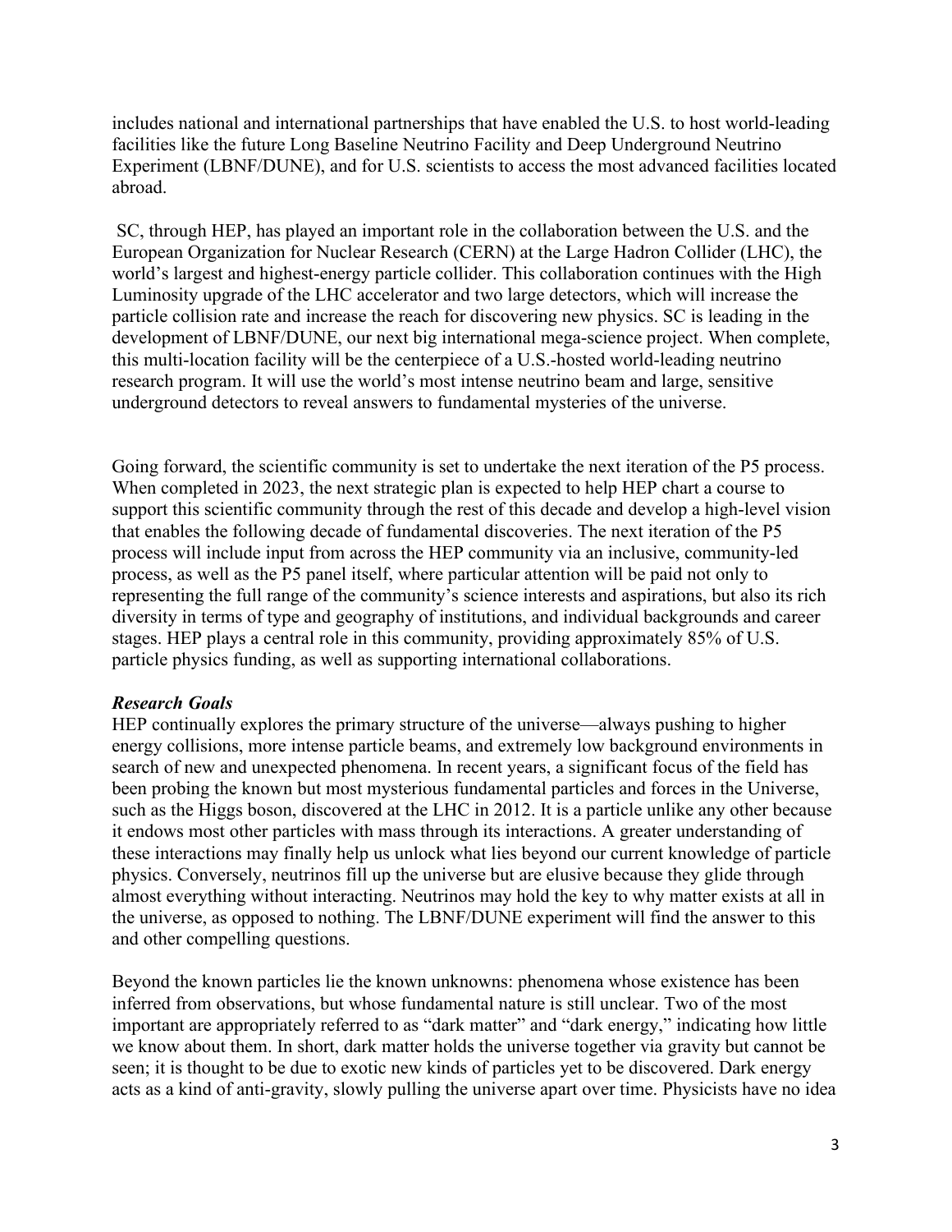includes national and international partnerships that have enabled the U.S. to host world-leading facilities like the future Long Baseline Neutrino Facility and Deep Underground Neutrino Experiment (LBNF/DUNE), and for U.S. scientists to access the most advanced facilities located abroad.

SC, through HEP, has played an important role in the collaboration between the U.S. and the European Organization for Nuclear Research (CERN) at the Large Hadron Collider (LHC), the world's largest and highest-energy particle collider. This collaboration continues with the High Luminosity upgrade of the LHC accelerator and two large detectors, which will increase the particle collision rate and increase the reach for discovering new physics. SC is leading in the development of LBNF/DUNE, our next big international mega-science project. When complete, this multi-location facility will be the centerpiece of a U.S.-hosted world-leading neutrino research program. It will use the world's most intense neutrino beam and large, sensitive underground detectors to reveal answers to fundamental mysteries of the universe.

Going forward, the scientific community is set to undertake the next iteration of the P5 process. When completed in 2023, the next strategic plan is expected to help HEP chart a course to support this scientific community through the rest of this decade and develop a high-level vision that enables the following decade of fundamental discoveries. The next iteration of the P5 process will include input from across the HEP community via an inclusive, community-led process, as well as the P5 panel itself, where particular attention will be paid not only to representing the full range of the community's science interests and aspirations, but also its rich diversity in terms of type and geography of institutions, and individual backgrounds and career stages. HEP plays a central role in this community, providing approximately 85% of U.S. particle physics funding, as well as supporting international collaborations.

***Research Goals***

HEP continually explores the primary structure of the universe—always pushing to higher energy collisions, more intense particle beams, and extremely low background environments in search of new and unexpected phenomena. In recent years, a significant focus of the field has been probing the known but most mysterious fundamental particles and forces in the Universe, such as the Higgs boson, discovered at the LHC in 2012. It is a particle unlike any other because it endows most other particles with mass through its interactions. A greater understanding of these interactions may finally help us unlock what lies beyond our current knowledge of particle physics. Conversely, neutrinos fill up the universe but are elusive because they glide through almost everything without interacting. Neutrinos may hold the key to why matter exists at all in the universe, as opposed to nothing. The LBNF/DUNE experiment will find the answer to this and other compelling questions.

Beyond the known particles lie the known unknowns: phenomena whose existence has been inferred from observations, but whose fundamental nature is still unclear. Two of the most important are appropriately referred to as "dark matter" and "dark energy," indicating how little we know about them. In short, dark matter holds the universe together via gravity but cannot be seen; it is thought to be due to exotic new kinds of particles yet to be discovered. Dark energy acts as a kind of anti-gravity, slowly pulling the universe apart over time. Physicists have no idea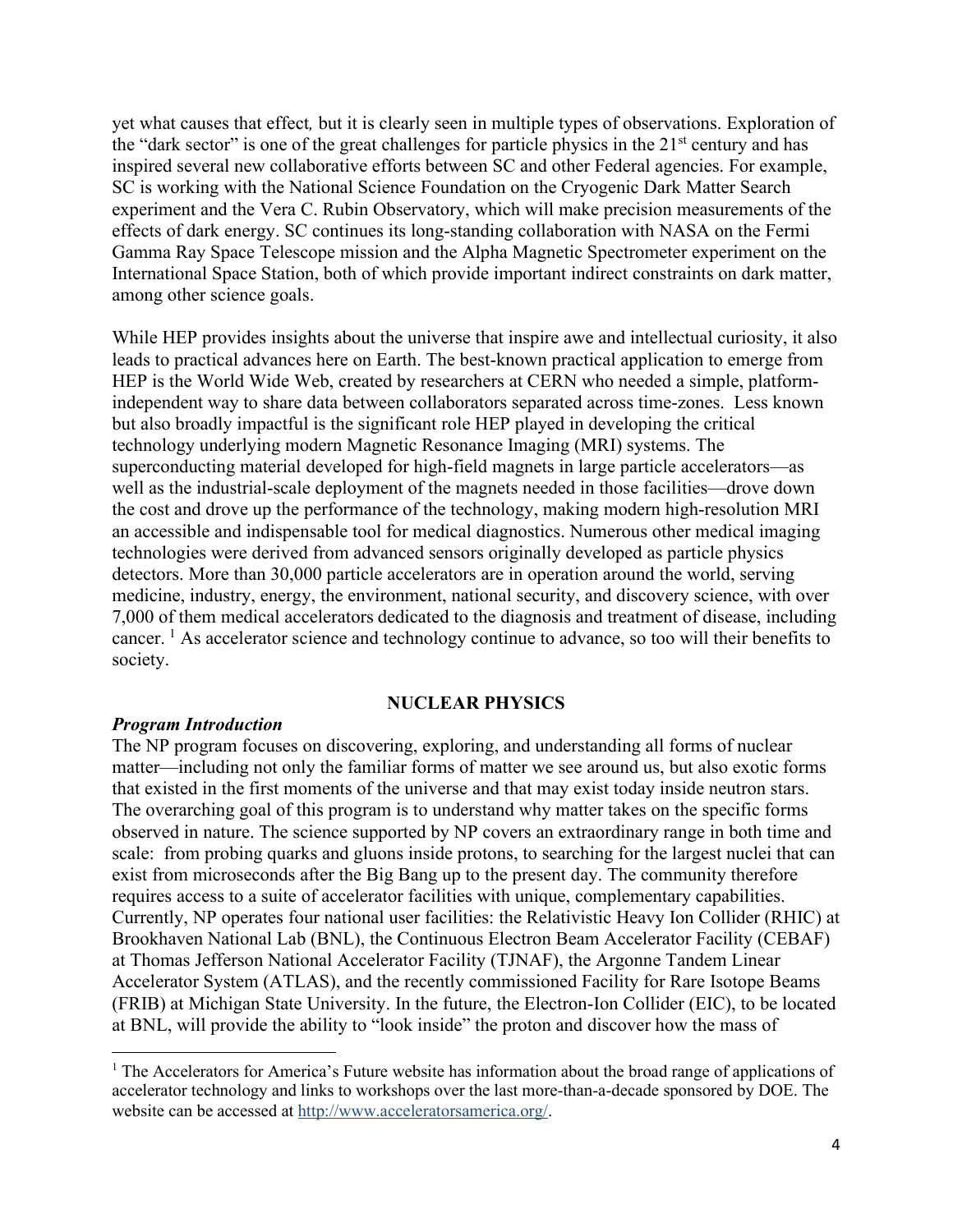yet what causes that effect, but it is clearly seen in multiple types of observations. Exploration of the "dark sector" is one of the great challenges for particle physics in the 21st century and has inspired several new collaborative efforts between SC and other Federal agencies. For example, SC is working with the National Science Foundation on the Cryogenic Dark Matter Search experiment and the Vera C. Rubin Observatory, which will make precision measurements of the effects of dark energy. SC continues its long-standing collaboration with NASA on the Fermi Gamma Ray Space Telescope mission and the Alpha Magnetic Spectrometer experiment on the International Space Station, both of which provide important indirect constraints on dark matter, among other science goals.

While HEP provides insights about the universe that inspire awe and intellectual curiosity, it also leads to practical advances here on Earth. The best-known practical application to emerge from HEP is the World Wide Web, created by researchers at CERN who needed a simple, platform-independent way to share data between collaborators separated across time-zones. Less known but also broadly impactful is the significant role HEP played in developing the critical technology underlying modern Magnetic Resonance Imaging (MRI) systems. The superconducting material developed for high-field magnets in large particle accelerators—as well as the industrial-scale deployment of the magnets needed in those facilities—drove down the cost and drove up the performance of the technology, making modern high-resolution MRI an accessible and indispensable tool for medical diagnostics. Numerous other medical imaging technologies were derived from advanced sensors originally developed as particle physics detectors. More than 30,000 particle accelerators are in operation around the world, serving medicine, industry, energy, the environment, national security, and discovery science, with over 7,000 of them medical accelerators dedicated to the diagnosis and treatment of disease, including cancer. [1] As accelerator science and technology continue to advance, so too will their benefits to society.

## NUCLEAR PHYSICS

### *Program Introduction*

The NP program focuses on discovering, exploring, and understanding all forms of nuclear matter—including not only the familiar forms of matter we see around us, but also exotic forms that existed in the first moments of the universe and that may exist today inside neutron stars. The overarching goal of this program is to understand why matter takes on the specific forms observed in nature. The science supported by NP covers an extraordinary range in both time and scale: from probing quarks and gluons inside protons, to searching for the largest nuclei that can exist from microseconds after the Big Bang up to the present day. The community therefore requires access to a suite of accelerator facilities with unique, complementary capabilities. Currently, NP operates four national user facilities: the Relativistic Heavy Ion Collider (RHIC) at Brookhaven National Lab (BNL), the Continuous Electron Beam Accelerator Facility (CEBAF) at Thomas Jefferson National Accelerator Facility (TJNAF), the Argonne Tandem Linear Accelerator System (ATLAS), and the recently commissioned Facility for Rare Isotope Beams (FRIB) at Michigan State University. In the future, the Electron-Ion Collider (EIC), to be located at BNL, will provide the ability to "look inside" the proton and discover how the mass of

[1] The Accelerators for America's Future website has information about the broad range of applications of accelerator technology and links to workshops over the last more-than-a-decade sponsored by DOE. The website can be accessed at http://www.acceleratorsamerica.org/.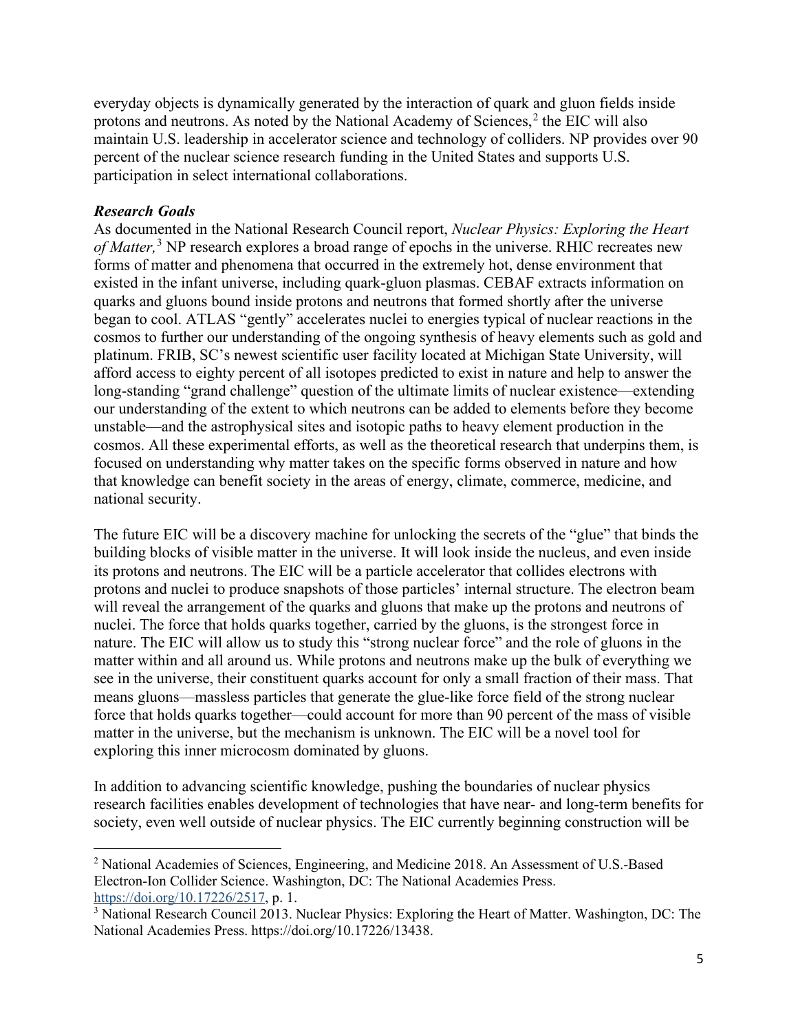everyday objects is dynamically generated by the interaction of quark and gluon fields inside protons and neutrons. As noted by the National Academy of Sciences,[2] the EIC will also maintain U.S. leadership in accelerator science and technology of colliders. NP provides over 90 percent of the nuclear science research funding in the United States and supports U.S. participation in select international collaborations.

***Research Goals***

As documented in the National Research Council report, *Nuclear Physics: Exploring the Heart of Matter,*[3] NP research explores a broad range of epochs in the universe. RHIC recreates new forms of matter and phenomena that occurred in the extremely hot, dense environment that existed in the infant universe, including quark-gluon plasmas. CEBAF extracts information on quarks and gluons bound inside protons and neutrons that formed shortly after the universe began to cool. ATLAS "gently" accelerates nuclei to energies typical of nuclear reactions in the cosmos to further our understanding of the ongoing synthesis of heavy elements such as gold and platinum. FRIB, SC's newest scientific user facility located at Michigan State University, will afford access to eighty percent of all isotopes predicted to exist in nature and help to answer the long-standing "grand challenge" question of the ultimate limits of nuclear existence—extending our understanding of the extent to which neutrons can be added to elements before they become unstable—and the astrophysical sites and isotopic paths to heavy element production in the cosmos. All these experimental efforts, as well as the theoretical research that underpins them, is focused on understanding why matter takes on the specific forms observed in nature and how that knowledge can benefit society in the areas of energy, climate, commerce, medicine, and national security.

The future EIC will be a discovery machine for unlocking the secrets of the "glue" that binds the building blocks of visible matter in the universe. It will look inside the nucleus, and even inside its protons and neutrons. The EIC will be a particle accelerator that collides electrons with protons and nuclei to produce snapshots of those particles' internal structure. The electron beam will reveal the arrangement of the quarks and gluons that make up the protons and neutrons of nuclei. The force that holds quarks together, carried by the gluons, is the strongest force in nature. The EIC will allow us to study this "strong nuclear force" and the role of gluons in the matter within and all around us. While protons and neutrons make up the bulk of everything we see in the universe, their constituent quarks account for only a small fraction of their mass. That means gluons—massless particles that generate the glue-like force field of the strong nuclear force that holds quarks together—could account for more than 90 percent of the mass of visible matter in the universe, but the mechanism is unknown. The EIC will be a novel tool for exploring this inner microcosm dominated by gluons.

In addition to advancing scientific knowledge, pushing the boundaries of nuclear physics research facilities enables development of technologies that have near- and long-term benefits for society, even well outside of nuclear physics. The EIC currently beginning construction will be

---

[2] National Academies of Sciences, Engineering, and Medicine 2018. An Assessment of U.S.-Based Electron-Ion Collider Science. Washington, DC: The National Academies Press. https://doi.org/10.17226/2517, p. 1.

[3] National Research Council 2013. Nuclear Physics: Exploring the Heart of Matter. Washington, DC: The National Academies Press. https://doi.org/10.17226/13438.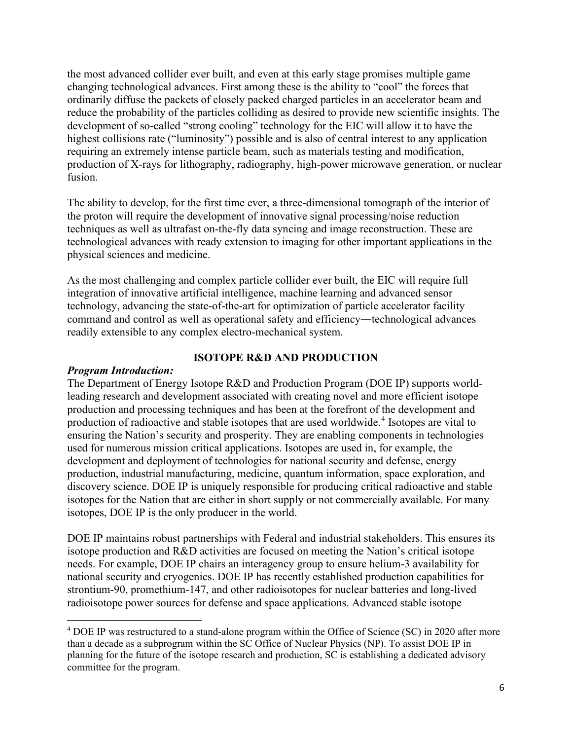the most advanced collider ever built, and even at this early stage promises multiple game changing technological advances. First among these is the ability to "cool" the forces that ordinarily diffuse the packets of closely packed charged particles in an accelerator beam and reduce the probability of the particles colliding as desired to provide new scientific insights. The development of so-called "strong cooling" technology for the EIC will allow it to have the highest collisions rate ("luminosity") possible and is also of central interest to any application requiring an extremely intense particle beam, such as materials testing and modification, production of X-rays for lithography, radiography, high-power microwave generation, or nuclear fusion.

The ability to develop, for the first time ever, a three-dimensional tomograph of the interior of the proton will require the development of innovative signal processing/noise reduction techniques as well as ultrafast on-the-fly data syncing and image reconstruction. These are technological advances with ready extension to imaging for other important applications in the physical sciences and medicine.

As the most challenging and complex particle collider ever built, the EIC will require full integration of innovative artificial intelligence, machine learning and advanced sensor technology, advancing the state-of-the-art for optimization of particle accelerator facility command and control as well as operational safety and efficiency―technological advances readily extensible to any complex electro-mechanical system.

## ISOTOPE R&D AND PRODUCTION

***Program Introduction:***

The Department of Energy Isotope R&D and Production Program (DOE IP) supports world-leading research and development associated with creating novel and more efficient isotope production and processing techniques and has been at the forefront of the development and production of radioactive and stable isotopes that are used worldwide.[4] Isotopes are vital to ensuring the Nation's security and prosperity. They are enabling components in technologies used for numerous mission critical applications. Isotopes are used in, for example, the development and deployment of technologies for national security and defense, energy production, industrial manufacturing, medicine, quantum information, space exploration, and discovery science. DOE IP is uniquely responsible for producing critical radioactive and stable isotopes for the Nation that are either in short supply or not commercially available. For many isotopes, DOE IP is the only producer in the world.

DOE IP maintains robust partnerships with Federal and industrial stakeholders. This ensures its isotope production and R&D activities are focused on meeting the Nation's critical isotope needs. For example, DOE IP chairs an interagency group to ensure helium-3 availability for national security and cryogenics. DOE IP has recently established production capabilities for strontium-90, promethium-147, and other radioisotopes for nuclear batteries and long-lived radioisotope power sources for defense and space applications. Advanced stable isotope

[4] DOE IP was restructured to a stand-alone program within the Office of Science (SC) in 2020 after more than a decade as a subprogram within the SC Office of Nuclear Physics (NP). To assist DOE IP in planning for the future of the isotope research and production, SC is establishing a dedicated advisory committee for the program.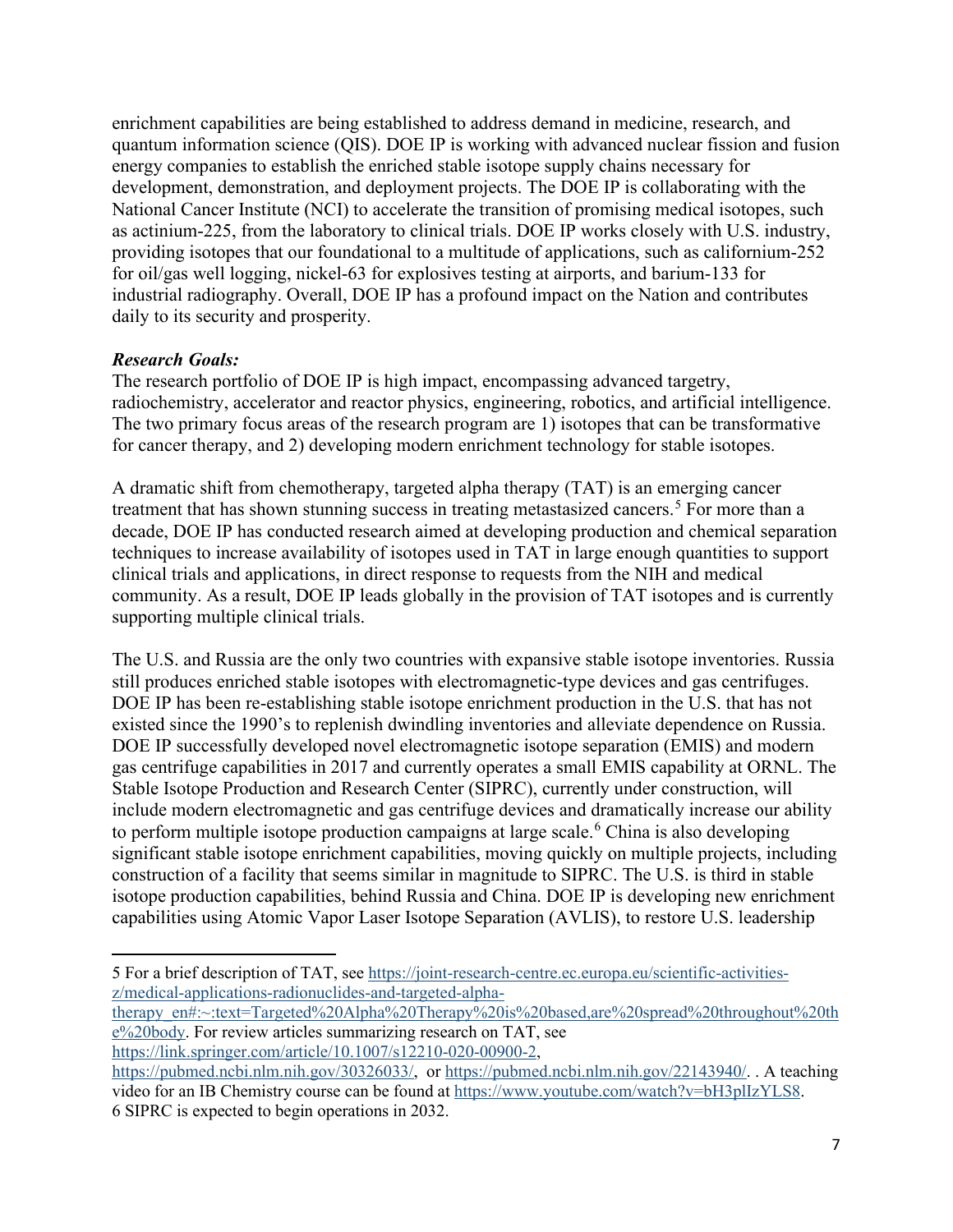enrichment capabilities are being established to address demand in medicine, research, and quantum information science (QIS). DOE IP is working with advanced nuclear fission and fusion energy companies to establish the enriched stable isotope supply chains necessary for development, demonstration, and deployment projects. The DOE IP is collaborating with the National Cancer Institute (NCI) to accelerate the transition of promising medical isotopes, such as actinium-225, from the laboratory to clinical trials. DOE IP works closely with U.S. industry, providing isotopes that our foundational to a multitude of applications, such as californium-252 for oil/gas well logging, nickel-63 for explosives testing at airports, and barium-133 for industrial radiography. Overall, DOE IP has a profound impact on the Nation and contributes daily to its security and prosperity.

***Research Goals:***

The research portfolio of DOE IP is high impact, encompassing advanced targetry, radiochemistry, accelerator and reactor physics, engineering, robotics, and artificial intelligence. The two primary focus areas of the research program are 1) isotopes that can be transformative for cancer therapy, and 2) developing modern enrichment technology for stable isotopes.

A dramatic shift from chemotherapy, targeted alpha therapy (TAT) is an emerging cancer treatment that has shown stunning success in treating metastasized cancers.[5] For more than a decade, DOE IP has conducted research aimed at developing production and chemical separation techniques to increase availability of isotopes used in TAT in large enough quantities to support clinical trials and applications, in direct response to requests from the NIH and medical community. As a result, DOE IP leads globally in the provision of TAT isotopes and is currently supporting multiple clinical trials.

The U.S. and Russia are the only two countries with expansive stable isotope inventories. Russia still produces enriched stable isotopes with electromagnetic-type devices and gas centrifuges. DOE IP has been re-establishing stable isotope enrichment production in the U.S. that has not existed since the 1990's to replenish dwindling inventories and alleviate dependence on Russia. DOE IP successfully developed novel electromagnetic isotope separation (EMIS) and modern gas centrifuge capabilities in 2017 and currently operates a small EMIS capability at ORNL. The Stable Isotope Production and Research Center (SIPRC), currently under construction, will include modern electromagnetic and gas centrifuge devices and dramatically increase our ability to perform multiple isotope production campaigns at large scale.[6] China is also developing significant stable isotope enrichment capabilities, moving quickly on multiple projects, including construction of a facility that seems similar in magnitude to SIPRC. The U.S. is third in stable isotope production capabilities, behind Russia and China. DOE IP is developing new enrichment capabilities using Atomic Vapor Laser Isotope Separation (AVLIS), to restore U.S. leadership

---

5 For a brief description of TAT, see https://joint-research-centre.ec.europa.eu/scientific-activities-z/medical-applications-radionuclides-and-targeted-alpha-therapy_en#:~:text=Targeted%20Alpha%20Therapy%20is%20based,are%20spread%20throughout%20the%20body. For review articles summarizing research on TAT, see https://link.springer.com/article/10.1007/s12210-020-00900-2, https://pubmed.ncbi.nlm.nih.gov/30326033/, or https://pubmed.ncbi.nlm.nih.gov/22143940/. . A teaching video for an IB Chemistry course can be found at https://www.youtube.com/watch?v=bH3plIzYLS8.

6 SIPRC is expected to begin operations in 2032.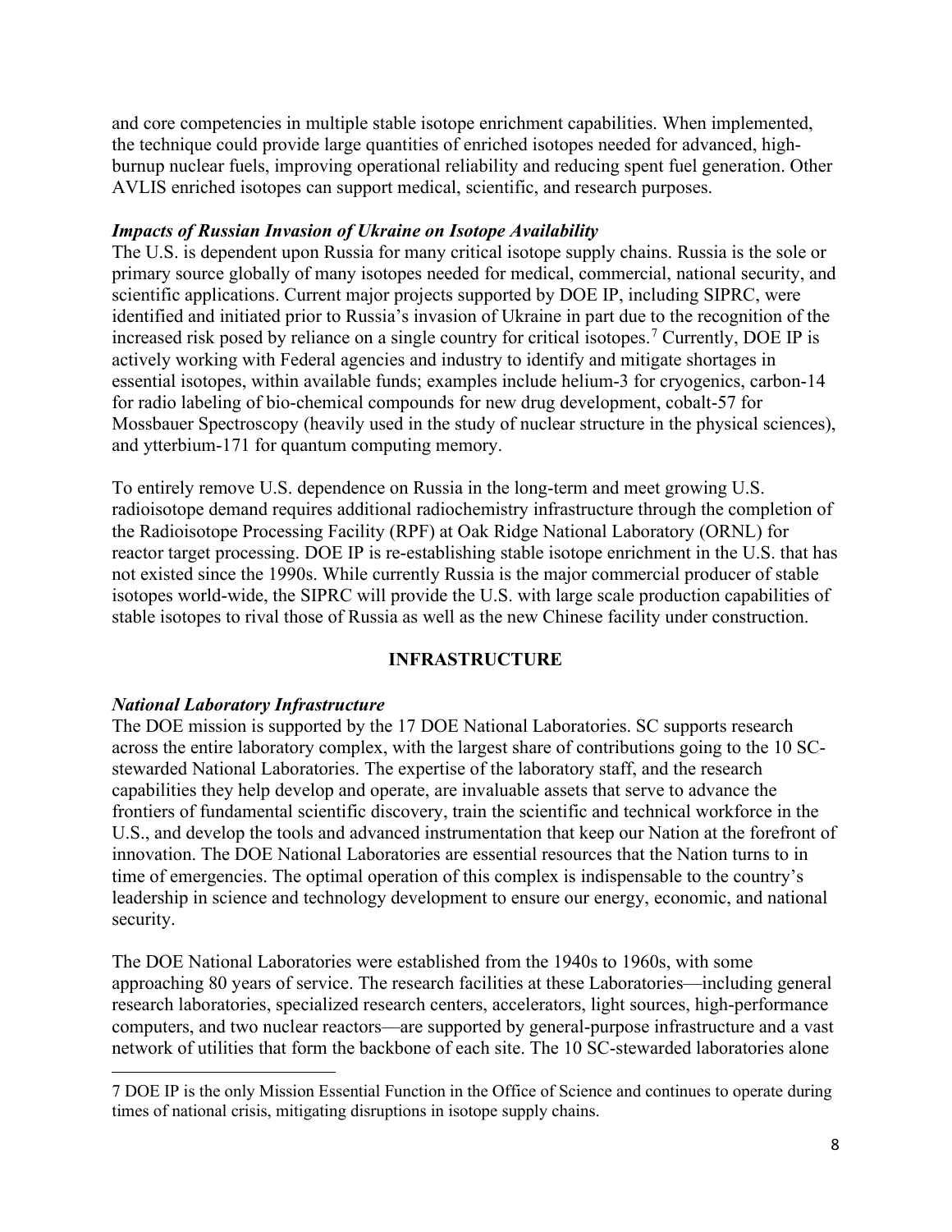and core competencies in multiple stable isotope enrichment capabilities. When implemented, the technique could provide large quantities of enriched isotopes needed for advanced, high-burnup nuclear fuels, improving operational reliability and reducing spent fuel generation. Other AVLIS enriched isotopes can support medical, scientific, and research purposes.

***Impacts of Russian Invasion of Ukraine on Isotope Availability***

The U.S. is dependent upon Russia for many critical isotope supply chains. Russia is the sole or primary source globally of many isotopes needed for medical, commercial, national security, and scientific applications. Current major projects supported by DOE IP, including SIPRC, were identified and initiated prior to Russia's invasion of Ukraine in part due to the recognition of the increased risk posed by reliance on a single country for critical isotopes.[7] Currently, DOE IP is actively working with Federal agencies and industry to identify and mitigate shortages in essential isotopes, within available funds; examples include helium-3 for cryogenics, carbon-14 for radio labeling of bio-chemical compounds for new drug development, cobalt-57 for Mossbauer Spectroscopy (heavily used in the study of nuclear structure in the physical sciences), and ytterbium-171 for quantum computing memory.

To entirely remove U.S. dependence on Russia in the long-term and meet growing U.S. radioisotope demand requires additional radiochemistry infrastructure through the completion of the Radioisotope Processing Facility (RPF) at Oak Ridge National Laboratory (ORNL) for reactor target processing. DOE IP is re-establishing stable isotope enrichment in the U.S. that has not existed since the 1990s. While currently Russia is the major commercial producer of stable isotopes world-wide, the SIPRC will provide the U.S. with large scale production capabilities of stable isotopes to rival those of Russia as well as the new Chinese facility under construction.

## INFRASTRUCTURE

***National Laboratory Infrastructure***

The DOE mission is supported by the 17 DOE National Laboratories. SC supports research across the entire laboratory complex, with the largest share of contributions going to the 10 SC-stewarded National Laboratories. The expertise of the laboratory staff, and the research capabilities they help develop and operate, are invaluable assets that serve to advance the frontiers of fundamental scientific discovery, train the scientific and technical workforce in the U.S., and develop the tools and advanced instrumentation that keep our Nation at the forefront of innovation. The DOE National Laboratories are essential resources that the Nation turns to in time of emergencies. The optimal operation of this complex is indispensable to the country's leadership in science and technology development to ensure our energy, economic, and national security.

The DOE National Laboratories were established from the 1940s to 1960s, with some approaching 80 years of service. The research facilities at these Laboratories—including general research laboratories, specialized research centers, accelerators, light sources, high-performance computers, and two nuclear reactors—are supported by general-purpose infrastructure and a vast network of utilities that form the backbone of each site. The 10 SC-stewarded laboratories alone

---

[7] DOE IP is the only Mission Essential Function in the Office of Science and continues to operate during times of national crisis, mitigating disruptions in isotope supply chains.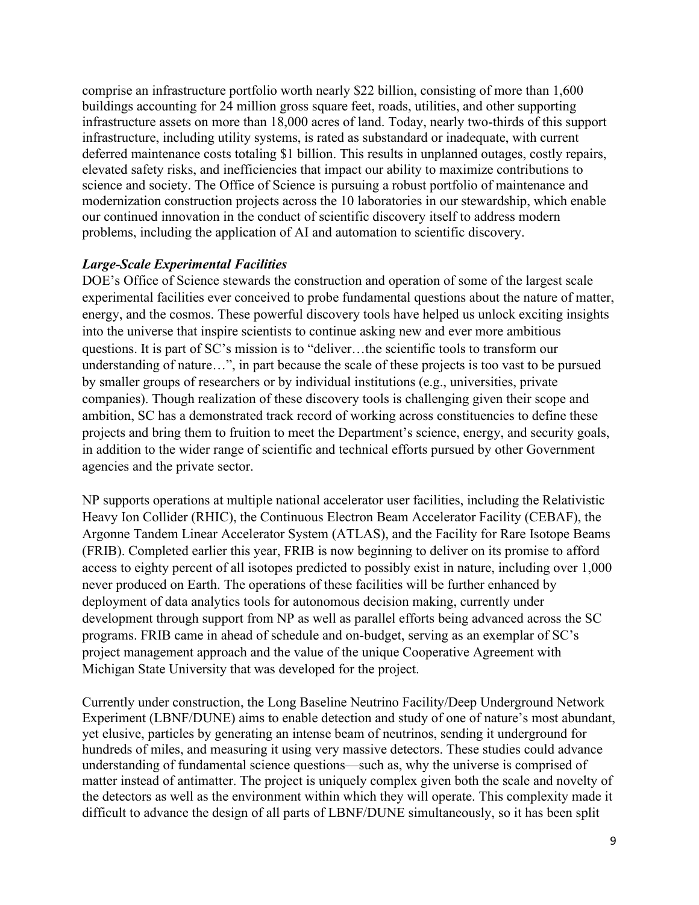comprise an infrastructure portfolio worth nearly $22 billion, consisting of more than 1,600 buildings accounting for 24 million gross square feet, roads, utilities, and other supporting infrastructure assets on more than 18,000 acres of land. Today, nearly two-thirds of this support infrastructure, including utility systems, is rated as substandard or inadequate, with current deferred maintenance costs totaling $1 billion. This results in unplanned outages, costly repairs, elevated safety risks, and inefficiencies that impact our ability to maximize contributions to science and society. The Office of Science is pursuing a robust portfolio of maintenance and modernization construction projects across the 10 laboratories in our stewardship, which enable our continued innovation in the conduct of scientific discovery itself to address modern problems, including the application of AI and automation to scientific discovery.

***Large-Scale Experimental Facilities***

DOE's Office of Science stewards the construction and operation of some of the largest scale experimental facilities ever conceived to probe fundamental questions about the nature of matter, energy, and the cosmos. These powerful discovery tools have helped us unlock exciting insights into the universe that inspire scientists to continue asking new and ever more ambitious questions. It is part of SC's mission is to "deliver…the scientific tools to transform our understanding of nature…", in part because the scale of these projects is too vast to be pursued by smaller groups of researchers or by individual institutions (e.g., universities, private companies). Though realization of these discovery tools is challenging given their scope and ambition, SC has a demonstrated track record of working across constituencies to define these projects and bring them to fruition to meet the Department's science, energy, and security goals, in addition to the wider range of scientific and technical efforts pursued by other Government agencies and the private sector.

NP supports operations at multiple national accelerator user facilities, including the Relativistic Heavy Ion Collider (RHIC), the Continuous Electron Beam Accelerator Facility (CEBAF), the Argonne Tandem Linear Accelerator System (ATLAS), and the Facility for Rare Isotope Beams (FRIB). Completed earlier this year, FRIB is now beginning to deliver on its promise to afford access to eighty percent of all isotopes predicted to possibly exist in nature, including over 1,000 never produced on Earth. The operations of these facilities will be further enhanced by deployment of data analytics tools for autonomous decision making, currently under development through support from NP as well as parallel efforts being advanced across the SC programs. FRIB came in ahead of schedule and on-budget, serving as an exemplar of SC's project management approach and the value of the unique Cooperative Agreement with Michigan State University that was developed for the project.

Currently under construction, the Long Baseline Neutrino Facility/Deep Underground Network Experiment (LBNF/DUNE) aims to enable detection and study of one of nature's most abundant, yet elusive, particles by generating an intense beam of neutrinos, sending it underground for hundreds of miles, and measuring it using very massive detectors. These studies could advance understanding of fundamental science questions—such as, why the universe is comprised of matter instead of antimatter. The project is uniquely complex given both the scale and novelty of the detectors as well as the environment within which they will operate. This complexity made it difficult to advance the design of all parts of LBNF/DUNE simultaneously, so it has been split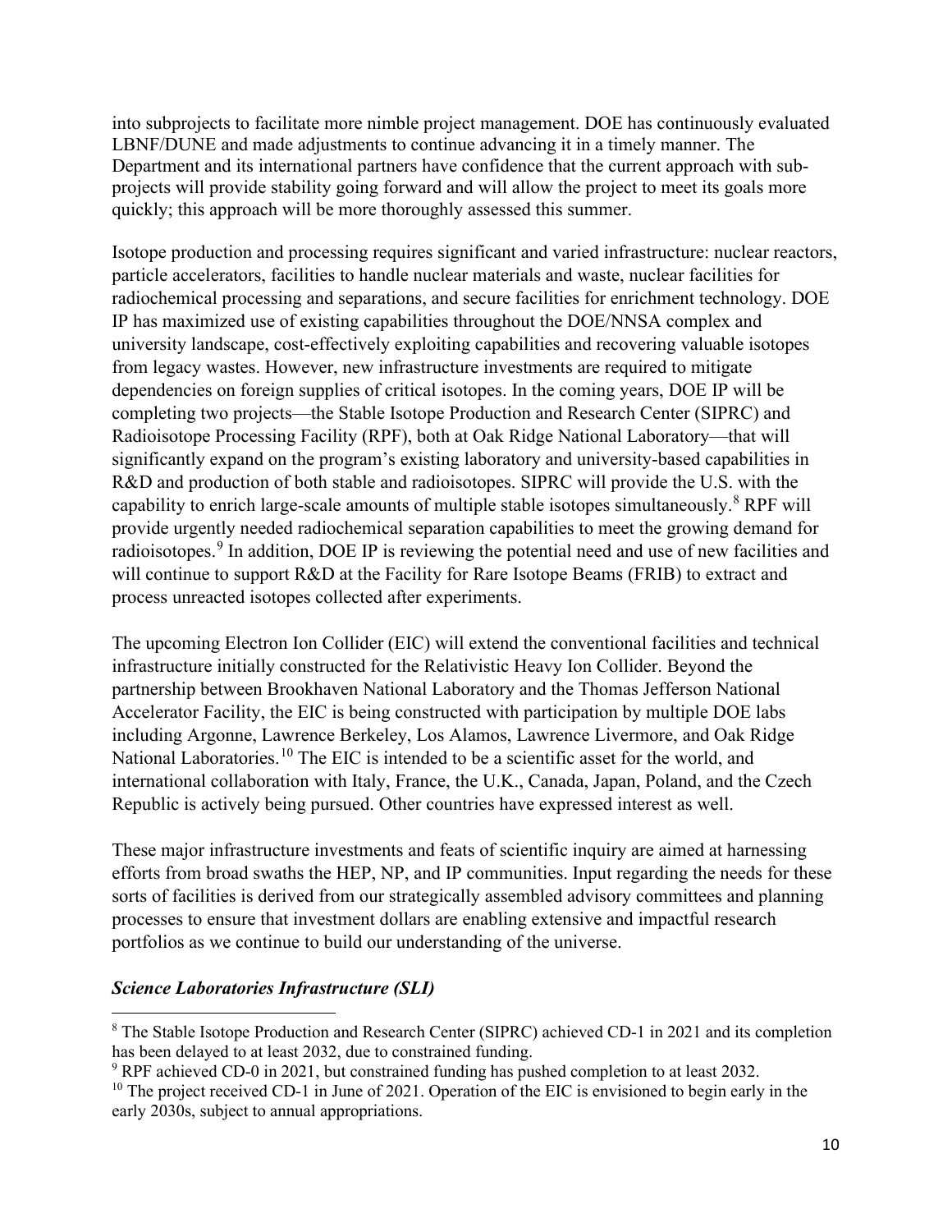into subprojects to facilitate more nimble project management. DOE has continuously evaluated LBNF/DUNE and made adjustments to continue advancing it in a timely manner. The Department and its international partners have confidence that the current approach with sub-projects will provide stability going forward and will allow the project to meet its goals more quickly; this approach will be more thoroughly assessed this summer.

Isotope production and processing requires significant and varied infrastructure: nuclear reactors, particle accelerators, facilities to handle nuclear materials and waste, nuclear facilities for radiochemical processing and separations, and secure facilities for enrichment technology. DOE IP has maximized use of existing capabilities throughout the DOE/NNSA complex and university landscape, cost-effectively exploiting capabilities and recovering valuable isotopes from legacy wastes. However, new infrastructure investments are required to mitigate dependencies on foreign supplies of critical isotopes. In the coming years, DOE IP will be completing two projects—the Stable Isotope Production and Research Center (SIPRC) and Radioisotope Processing Facility (RPF), both at Oak Ridge National Laboratory—that will significantly expand on the program's existing laboratory and university-based capabilities in R&D and production of both stable and radioisotopes. SIPRC will provide the U.S. with the capability to enrich large-scale amounts of multiple stable isotopes simultaneously.[8] RPF will provide urgently needed radiochemical separation capabilities to meet the growing demand for radioisotopes.[9] In addition, DOE IP is reviewing the potential need and use of new facilities and will continue to support R&D at the Facility for Rare Isotope Beams (FRIB) to extract and process unreacted isotopes collected after experiments.

The upcoming Electron Ion Collider (EIC) will extend the conventional facilities and technical infrastructure initially constructed for the Relativistic Heavy Ion Collider. Beyond the partnership between Brookhaven National Laboratory and the Thomas Jefferson National Accelerator Facility, the EIC is being constructed with participation by multiple DOE labs including Argonne, Lawrence Berkeley, Los Alamos, Lawrence Livermore, and Oak Ridge National Laboratories.[10] The EIC is intended to be a scientific asset for the world, and international collaboration with Italy, France, the U.K., Canada, Japan, Poland, and the Czech Republic is actively being pursued. Other countries have expressed interest as well.

These major infrastructure investments and feats of scientific inquiry are aimed at harnessing efforts from broad swaths the HEP, NP, and IP communities. Input regarding the needs for these sorts of facilities is derived from our strategically assembled advisory committees and planning processes to ensure that investment dollars are enabling extensive and impactful research portfolios as we continue to build our understanding of the universe.

***Science Laboratories Infrastructure (SLI)***

---

[8] The Stable Isotope Production and Research Center (SIPRC) achieved CD-1 in 2021 and its completion has been delayed to at least 2032, due to constrained funding.

[9] RPF achieved CD-0 in 2021, but constrained funding has pushed completion to at least 2032.

[10] The project received CD-1 in June of 2021. Operation of the EIC is envisioned to begin early in the early 2030s, subject to annual appropriations.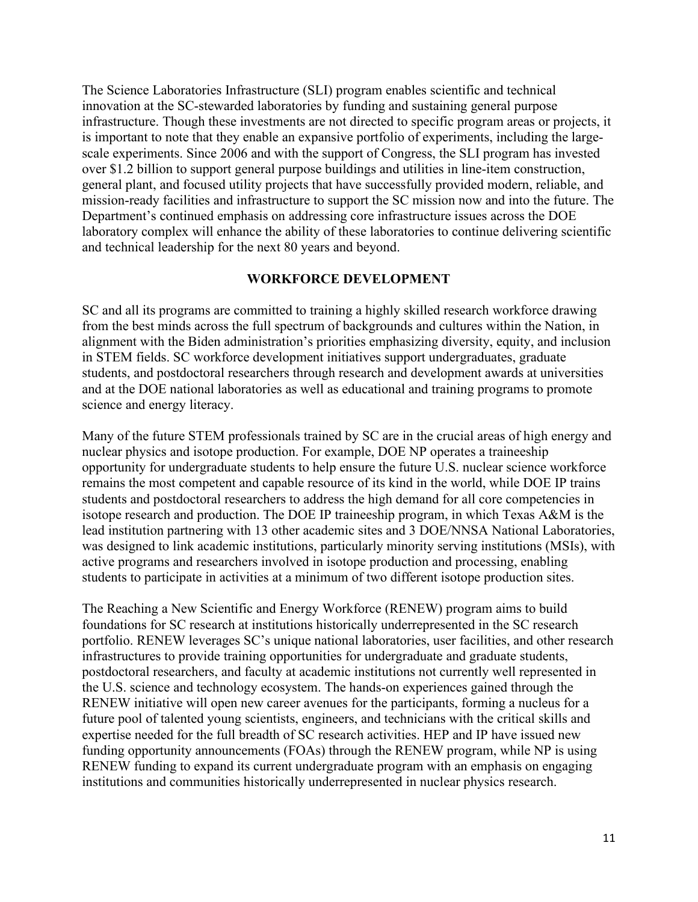The Science Laboratories Infrastructure (SLI) program enables scientific and technical innovation at the SC-stewarded laboratories by funding and sustaining general purpose infrastructure. Though these investments are not directed to specific program areas or projects, it is important to note that they enable an expansive portfolio of experiments, including the large-scale experiments. Since 2006 and with the support of Congress, the SLI program has invested over $1.2 billion to support general purpose buildings and utilities in line-item construction, general plant, and focused utility projects that have successfully provided modern, reliable, and mission-ready facilities and infrastructure to support the SC mission now and into the future. The Department's continued emphasis on addressing core infrastructure issues across the DOE laboratory complex will enhance the ability of these laboratories to continue delivering scientific and technical leadership for the next 80 years and beyond.

## WORKFORCE DEVELOPMENT

SC and all its programs are committed to training a highly skilled research workforce drawing from the best minds across the full spectrum of backgrounds and cultures within the Nation, in alignment with the Biden administration's priorities emphasizing diversity, equity, and inclusion in STEM fields. SC workforce development initiatives support undergraduates, graduate students, and postdoctoral researchers through research and development awards at universities and at the DOE national laboratories as well as educational and training programs to promote science and energy literacy.

Many of the future STEM professionals trained by SC are in the crucial areas of high energy and nuclear physics and isotope production. For example, DOE NP operates a traineeship opportunity for undergraduate students to help ensure the future U.S. nuclear science workforce remains the most competent and capable resource of its kind in the world, while DOE IP trains students and postdoctoral researchers to address the high demand for all core competencies in isotope research and production. The DOE IP traineeship program, in which Texas A&M is the lead institution partnering with 13 other academic sites and 3 DOE/NNSA National Laboratories, was designed to link academic institutions, particularly minority serving institutions (MSIs), with active programs and researchers involved in isotope production and processing, enabling students to participate in activities at a minimum of two different isotope production sites.

The Reaching a New Scientific and Energy Workforce (RENEW) program aims to build foundations for SC research at institutions historically underrepresented in the SC research portfolio. RENEW leverages SC's unique national laboratories, user facilities, and other research infrastructures to provide training opportunities for undergraduate and graduate students, postdoctoral researchers, and faculty at academic institutions not currently well represented in the U.S. science and technology ecosystem. The hands-on experiences gained through the RENEW initiative will open new career avenues for the participants, forming a nucleus for a future pool of talented young scientists, engineers, and technicians with the critical skills and expertise needed for the full breadth of SC research activities. HEP and IP have issued new funding opportunity announcements (FOAs) through the RENEW program, while NP is using RENEW funding to expand its current undergraduate program with an emphasis on engaging institutions and communities historically underrepresented in nuclear physics research.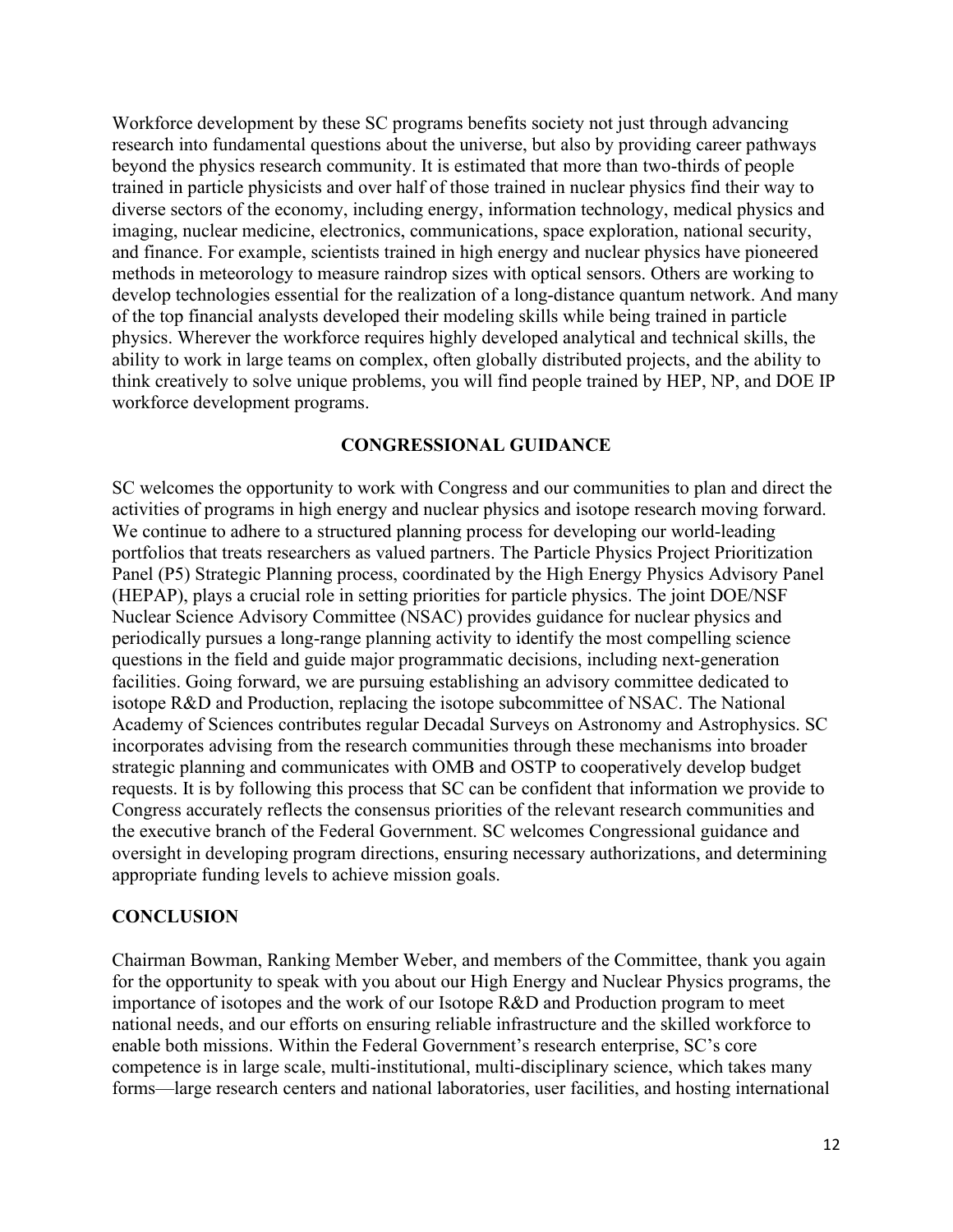Workforce development by these SC programs benefits society not just through advancing research into fundamental questions about the universe, but also by providing career pathways beyond the physics research community. It is estimated that more than two-thirds of people trained in particle physicists and over half of those trained in nuclear physics find their way to diverse sectors of the economy, including energy, information technology, medical physics and imaging, nuclear medicine, electronics, communications, space exploration, national security, and finance. For example, scientists trained in high energy and nuclear physics have pioneered methods in meteorology to measure raindrop sizes with optical sensors. Others are working to develop technologies essential for the realization of a long-distance quantum network. And many of the top financial analysts developed their modeling skills while being trained in particle physics. Wherever the workforce requires highly developed analytical and technical skills, the ability to work in large teams on complex, often globally distributed projects, and the ability to think creatively to solve unique problems, you will find people trained by HEP, NP, and DOE IP workforce development programs.

## CONGRESSIONAL GUIDANCE

SC welcomes the opportunity to work with Congress and our communities to plan and direct the activities of programs in high energy and nuclear physics and isotope research moving forward. We continue to adhere to a structured planning process for developing our world-leading portfolios that treats researchers as valued partners. The Particle Physics Project Prioritization Panel (P5) Strategic Planning process, coordinated by the High Energy Physics Advisory Panel (HEPAP), plays a crucial role in setting priorities for particle physics. The joint DOE/NSF Nuclear Science Advisory Committee (NSAC) provides guidance for nuclear physics and periodically pursues a long-range planning activity to identify the most compelling science questions in the field and guide major programmatic decisions, including next-generation facilities. Going forward, we are pursuing establishing an advisory committee dedicated to isotope R&D and Production, replacing the isotope subcommittee of NSAC. The National Academy of Sciences contributes regular Decadal Surveys on Astronomy and Astrophysics. SC incorporates advising from the research communities through these mechanisms into broader strategic planning and communicates with OMB and OSTP to cooperatively develop budget requests. It is by following this process that SC can be confident that information we provide to Congress accurately reflects the consensus priorities of the relevant research communities and the executive branch of the Federal Government. SC welcomes Congressional guidance and oversight in developing program directions, ensuring necessary authorizations, and determining appropriate funding levels to achieve mission goals.

## CONCLUSION

Chairman Bowman, Ranking Member Weber, and members of the Committee, thank you again for the opportunity to speak with you about our High Energy and Nuclear Physics programs, the importance of isotopes and the work of our Isotope R&D and Production program to meet national needs, and our efforts on ensuring reliable infrastructure and the skilled workforce to enable both missions. Within the Federal Government's research enterprise, SC's core competence is in large scale, multi-institutional, multi-disciplinary science, which takes many forms—large research centers and national laboratories, user facilities, and hosting international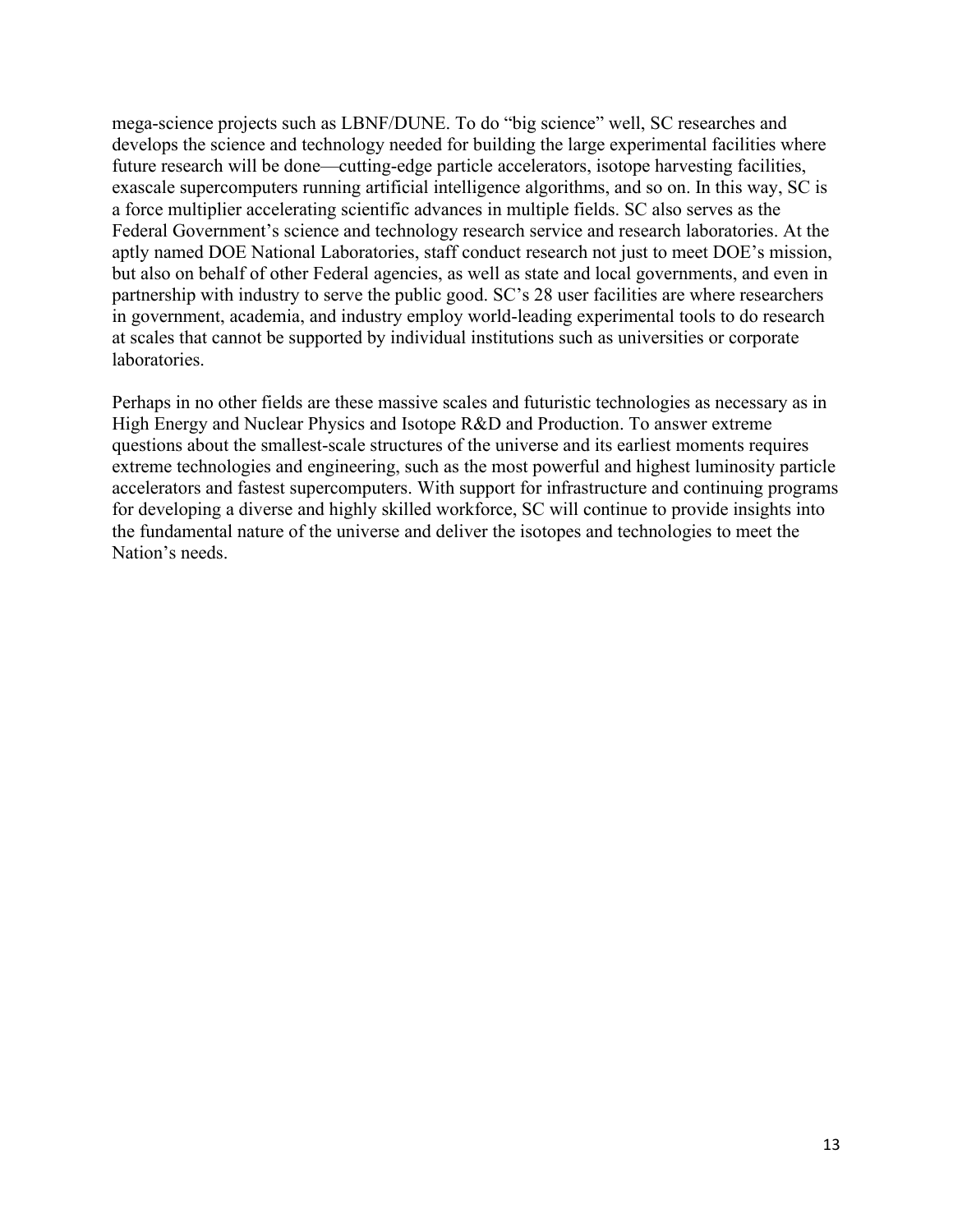mega-science projects such as LBNF/DUNE. To do "big science" well, SC researches and develops the science and technology needed for building the large experimental facilities where future research will be done—cutting-edge particle accelerators, isotope harvesting facilities, exascale supercomputers running artificial intelligence algorithms, and so on. In this way, SC is a force multiplier accelerating scientific advances in multiple fields. SC also serves as the Federal Government's science and technology research service and research laboratories. At the aptly named DOE National Laboratories, staff conduct research not just to meet DOE's mission, but also on behalf of other Federal agencies, as well as state and local governments, and even in partnership with industry to serve the public good. SC's 28 user facilities are where researchers in government, academia, and industry employ world-leading experimental tools to do research at scales that cannot be supported by individual institutions such as universities or corporate laboratories.

Perhaps in no other fields are these massive scales and futuristic technologies as necessary as in High Energy and Nuclear Physics and Isotope R&D and Production. To answer extreme questions about the smallest-scale structures of the universe and its earliest moments requires extreme technologies and engineering, such as the most powerful and highest luminosity particle accelerators and fastest supercomputers. With support for infrastructure and continuing programs for developing a diverse and highly skilled workforce, SC will continue to provide insights into the fundamental nature of the universe and deliver the isotopes and technologies to meet the Nation's needs.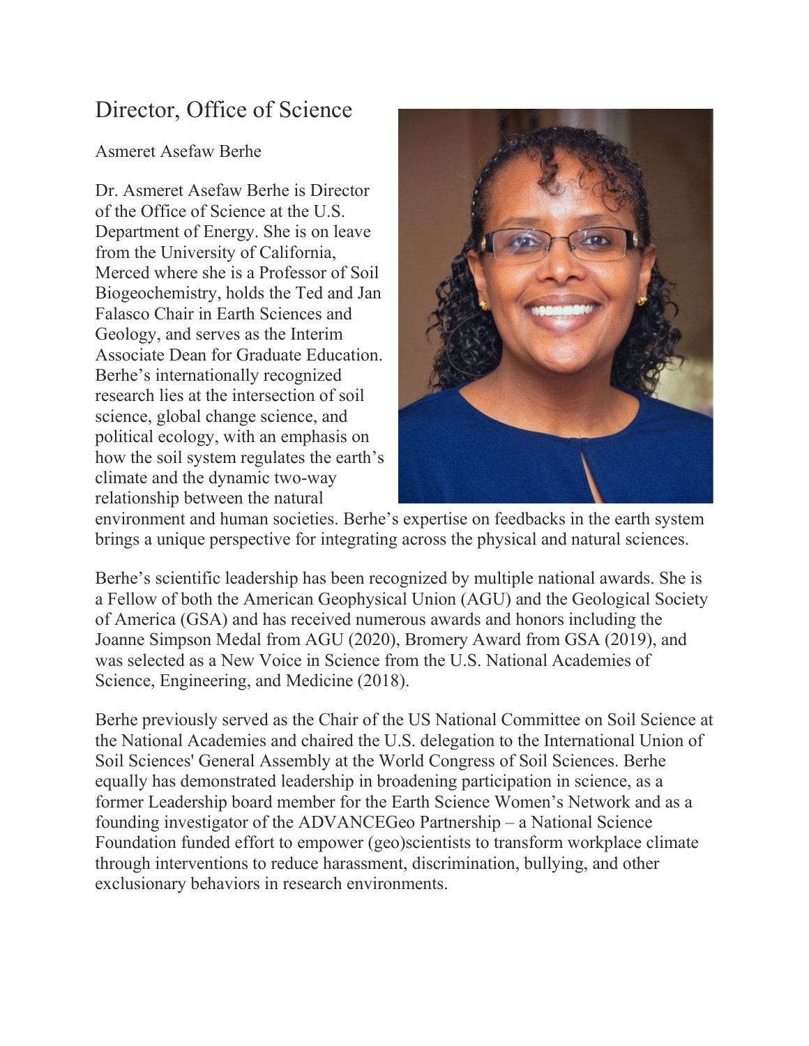# Director, Office of Science

Asmeret Asefaw Berhe

Dr. Asmeret Asefaw Berhe is Director of the Office of Science at the U.S. Department of Energy. She is on leave from the University of California, Merced where she is a Professor of Soil Biogeochemistry, holds the Ted and Jan Falasco Chair in Earth Sciences and Geology, and serves as the Interim Associate Dean for Graduate Education. Berhe's internationally recognized research lies at the intersection of soil science, global change science, and political ecology, with an emphasis on how the soil system regulates the earth's climate and the dynamic two-way relationship between the natural environment and human societies. Berhe's expertise on feedbacks in the earth system brings a unique perspective for integrating across the physical and natural sciences.

Berhe's scientific leadership has been recognized by multiple national awards. She is a Fellow of both the American Geophysical Union (AGU) and the Geological Society of America (GSA) and has received numerous awards and honors including the Joanne Simpson Medal from AGU (2020), Bromery Award from GSA (2019), and was selected as a New Voice in Science from the U.S. National Academies of Science, Engineering, and Medicine (2018).

Berhe previously served as the Chair of the US National Committee on Soil Science at the National Academies and chaired the U.S. delegation to the International Union of Soil Sciences' General Assembly at the World Congress of Soil Sciences. Berhe equally has demonstrated leadership in broadening participation in science, as a former Leadership board member for the Earth Science Women's Network and as a founding investigator of the ADVANCEGeo Partnership – a National Science Foundation funded effort to empower (geo)scientists to transform workplace climate through interventions to reduce harassment, discrimination, bullying, and other exclusionary behaviors in research environments.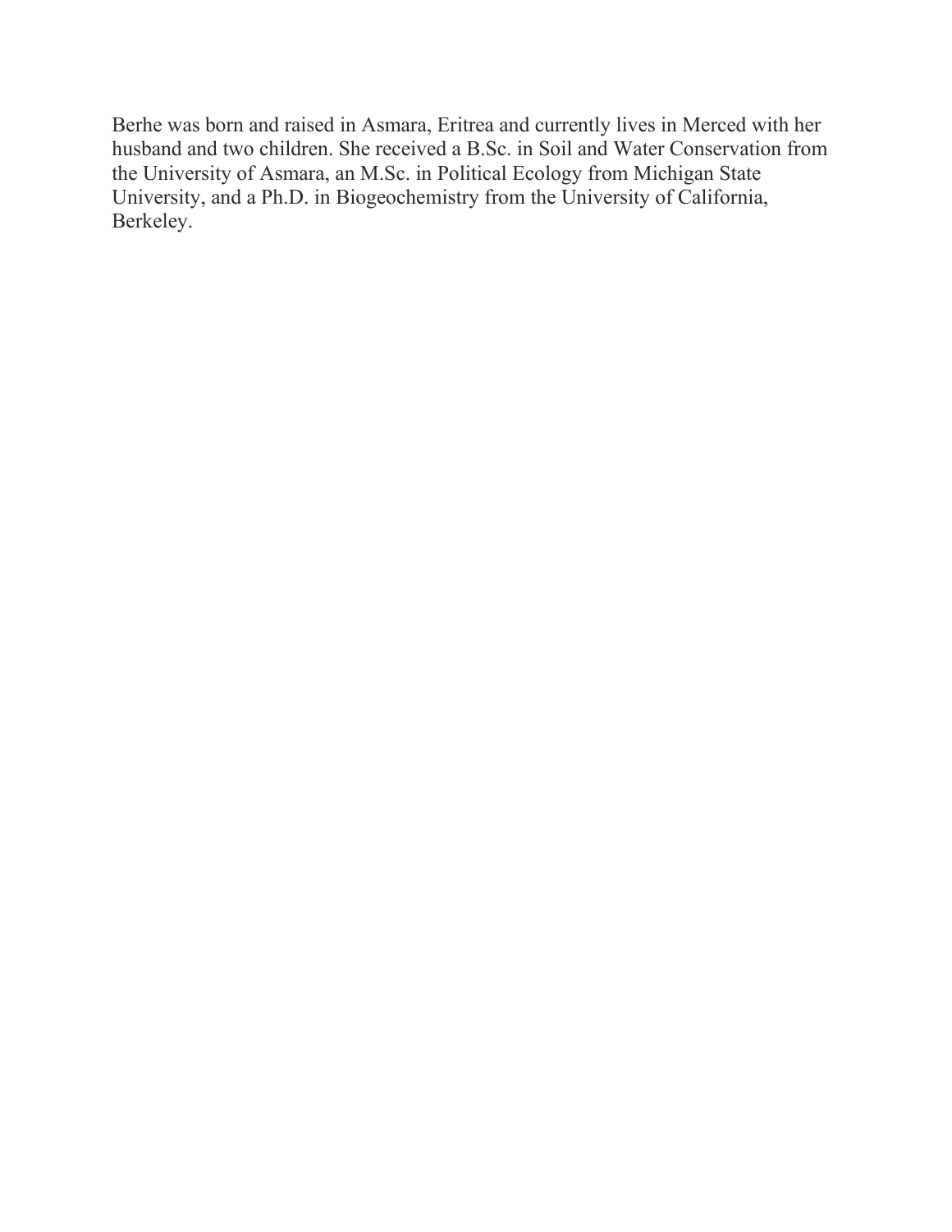Berhe was born and raised in Asmara, Eritrea and currently lives in Merced with her husband and two children. She received a B.Sc. in Soil and Water Conservation from the University of Asmara, an M.Sc. in Political Ecology from Michigan State University, and a Ph.D. in Biogeochemistry from the University of California, Berkeley.